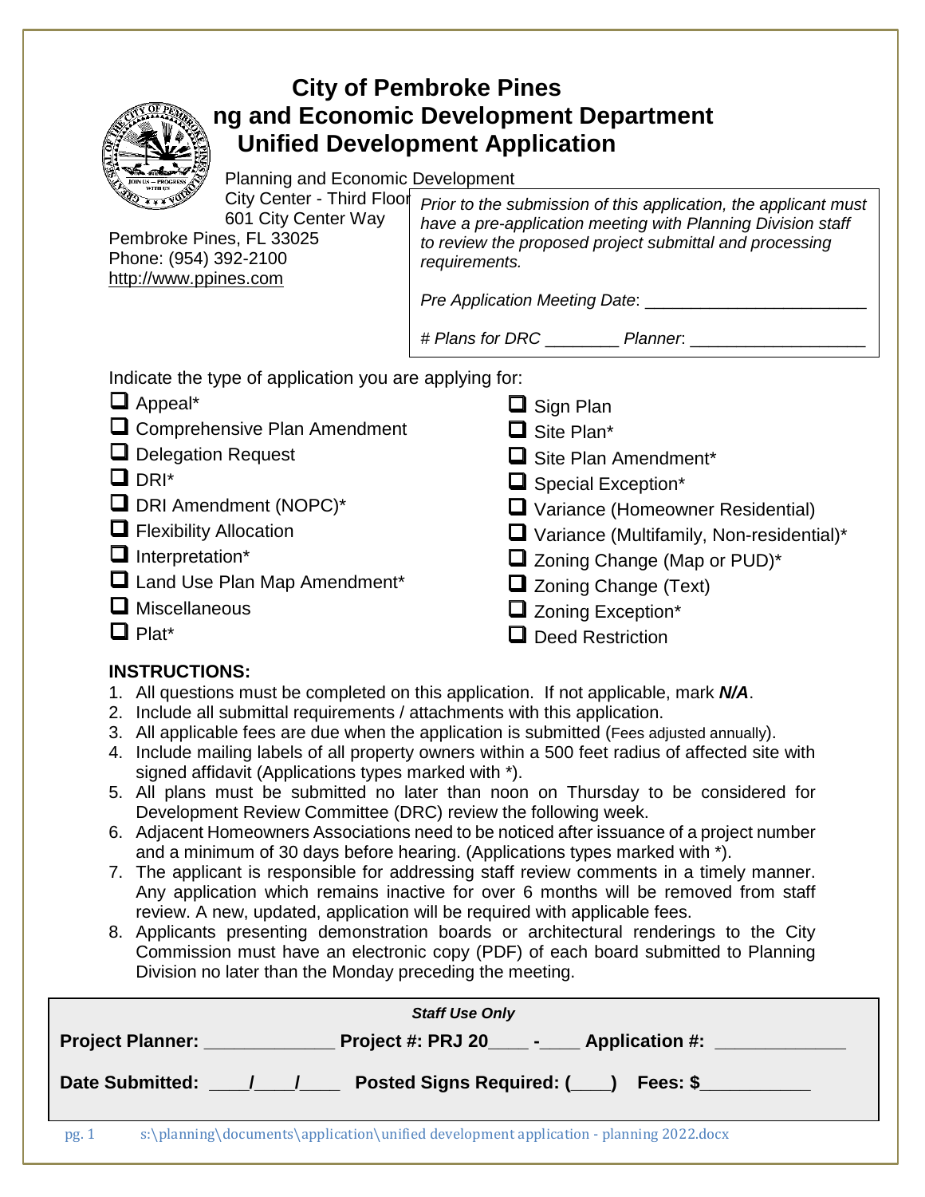# City of Pembroke Pines
## ng and Economic Development Department
## Unified Development Application

Planning and Economic Development
City Center - Third Floor
601 City Center Way
Pembroke Pines, FL 33025
Phone: (954) 392-2100
http://www.ppines.com

*Prior to the submission of this application, the applicant must have a pre-application meeting with Planning Division staff to review the proposed project submittal and processing requirements.*

*Pre Application Meeting Date*: ________________________

*# Plans for DRC* ________ *Planner*: ___________________

Indicate the type of application you are applying for:

- ☐ Appeal*
- ☐ Comprehensive Plan Amendment
- ☐ Delegation Request
- ☐ DRI*
- ☐ DRI Amendment (NOPC)*
- ☐ Flexibility Allocation
- ☐ Interpretation*
- ☐ Land Use Plan Map Amendment*
- ☐ Miscellaneous
- ☐ Plat*
- ☐ Sign Plan
- ☐ Site Plan*
- ☐ Site Plan Amendment*
- ☐ Special Exception*
- ☐ Variance (Homeowner Residential)
- ☐ Variance (Multifamily, Non-residential)*
- ☐ Zoning Change (Map or PUD)*
- ☐ Zoning Change (Text)
- ☐ Zoning Exception*
- ☐ Deed Restriction

**INSTRUCTIONS:**

1. All questions must be completed on this application. If not applicable, mark ***N/A***.
2. Include all submittal requirements / attachments with this application.
3. All applicable fees are due when the application is submitted (Fees adjusted annually).
4. Include mailing labels of all property owners within a 500 feet radius of affected site with signed affidavit (Applications types marked with *).
5. All plans must be submitted no later than noon on Thursday to be considered for Development Review Committee (DRC) review the following week.
6. Adjacent Homeowners Associations need to be noticed after issuance of a project number and a minimum of 30 days before hearing. (Applications types marked with *).
7. The applicant is responsible for addressing staff review comments in a timely manner. Any application which remains inactive for over 6 months will be removed from staff review. A new, updated, application will be required with applicable fees.
8. Applicants presenting demonstration boards or architectural renderings to the City Commission must have an electronic copy (PDF) of each board submitted to Planning Division no later than the Monday preceding the meeting.

*Staff Use Only*

**Project Planner:** _____________ **Project #: PRJ 20**____ **-**____ **Application #:** _____________

**Date Submitted:** ____**/**____**/**____ **Posted Signs Required: (**____**) Fees: $**___________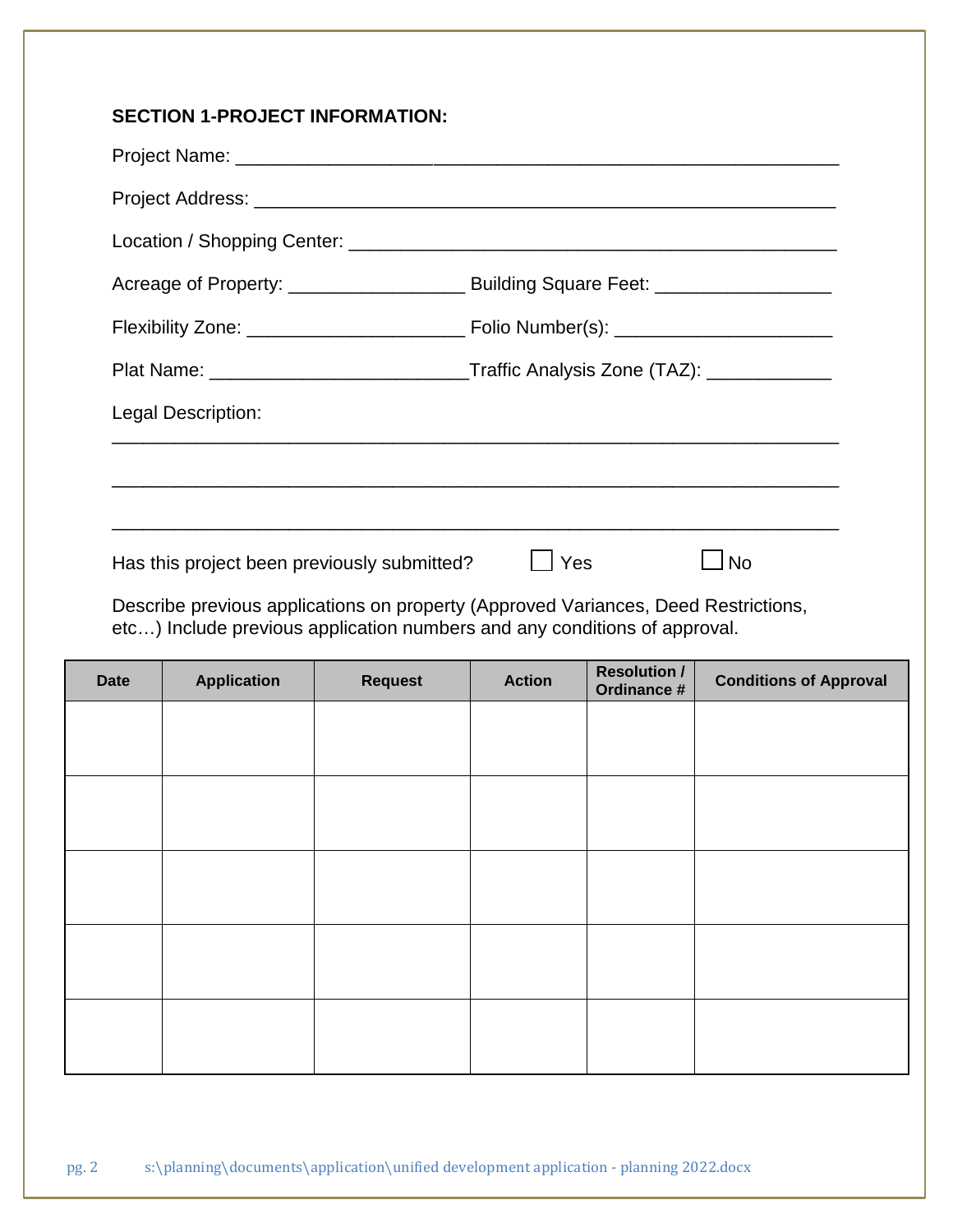**SECTION 1-PROJECT INFORMATION:**

Project Name: ___________________________________________________________

Project Address: _________________________________________________________

Location / Shopping Center: ________________________________________________

Acreage of Property: ________________ Building Square Feet: ________________

Flexibility Zone: ____________________ Folio Number(s): ____________________

Plat Name: ________________________Traffic Analysis Zone (TAZ): ___________

Legal Description:

_______________________________________________________________________

_______________________________________________________________________

_______________________________________________________________________

Has this project been previously submitted? ☐ Yes ☐ No

Describe previous applications on property (Approved Variances, Deed Restrictions, etc…) Include previous application numbers and any conditions of approval.

| Date | Application | Request | Action | Resolution / Ordinance # | Conditions of Approval |
|---|---|---|---|---|---|
| | | | | | |
| | | | | | |
| | | | | | |
| | | | | | |
| | | | | | |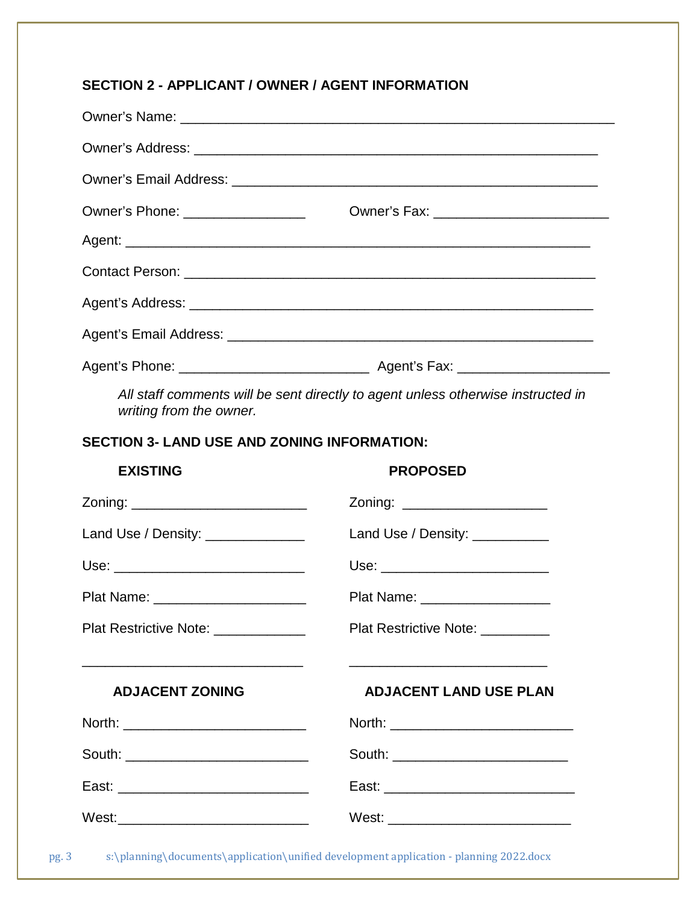## SECTION 2 - APPLICANT / OWNER / AGENT INFORMATION

Owner's Name: ___________________________________________________________

Owner's Address: ________________________________________________________

Owner's Email Address: ___________________________________________________

Owner's Phone: ________________ Owner's Fax: _______________________

Agent: ________________________________________________________________

Contact Person: _________________________________________________________

Agent's Address: ________________________________________________________

Agent's Email Address: ___________________________________________________

Agent's Phone: _________________________ Agent's Fax: ____________________

*All staff comments will be sent directly to agent unless otherwise instructed in writing from the owner.*

## SECTION 3- LAND USE AND ZONING INFORMATION:

| **EXISTING** | **PROPOSED** |
|---|---|
| Zoning: _______________________ | Zoning: ___________________ |
| Land Use / Density: _____________ | Land Use / Density: __________ |
| Use: _________________________ | Use: ______________________ |
| Plat Name: ____________________ | Plat Name: _________________ |
| Plat Restrictive Note: ____________ | Plat Restrictive Note: _________ |
| _____________________________ | __________________________ |

| **ADJACENT ZONING** | **ADJACENT LAND USE PLAN** |
|---|---|
| North: _______________________ | North: ________________________ |
| South: _______________________ | South: _______________________ |
| East: ________________________ | East: _________________________ |
| West: ________________________ | West: ________________________ |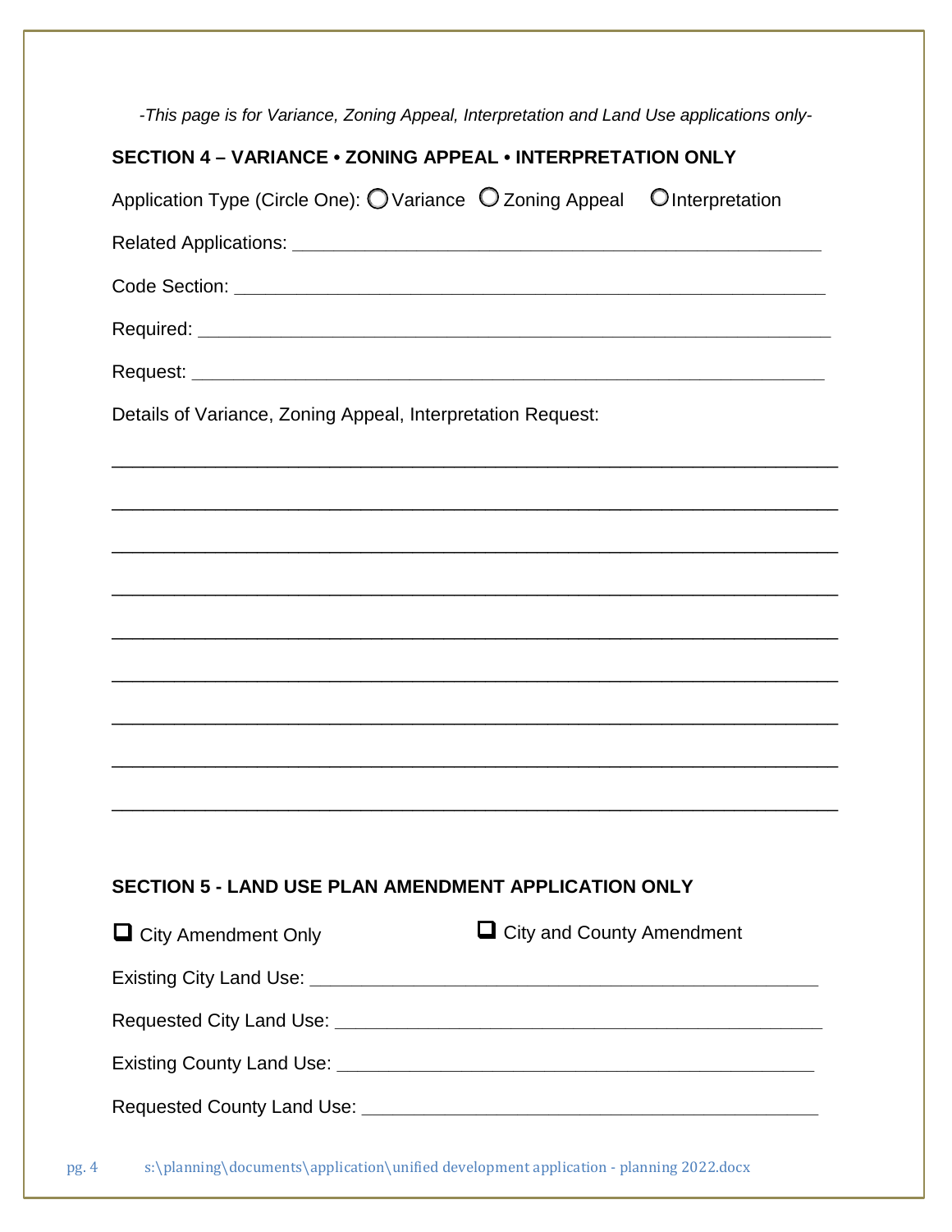*-This page is for Variance, Zoning Appeal, Interpretation and Land Use applications only-*

## SECTION 4 – VARIANCE • ZONING APPEAL • INTERPRETATION ONLY

Application Type (Circle One): ○ Variance ○ Zoning Appeal ○ Interpretation

Related Applications: ______________________________________________________

Code Section: __________________________________________________________

Required: ______________________________________________________________

Request: _______________________________________________________________

Details of Variance, Zoning Appeal, Interpretation Request:

_________________________________________________________________________

_________________________________________________________________________

_________________________________________________________________________

_________________________________________________________________________

_________________________________________________________________________

_________________________________________________________________________

_________________________________________________________________________

_________________________________________________________________________

_________________________________________________________________________

## SECTION 5 - LAND USE PLAN AMENDMENT APPLICATION ONLY

☐ City Amendment Only ☐ City and County Amendment

Existing City Land Use: _____________________________________________

Requested City Land Use: ___________________________________________

Existing County Land Use: ___________________________________________

Requested County Land Use: _________________________________________

s:\planning\documents\application\unified development application - planning 2022.docx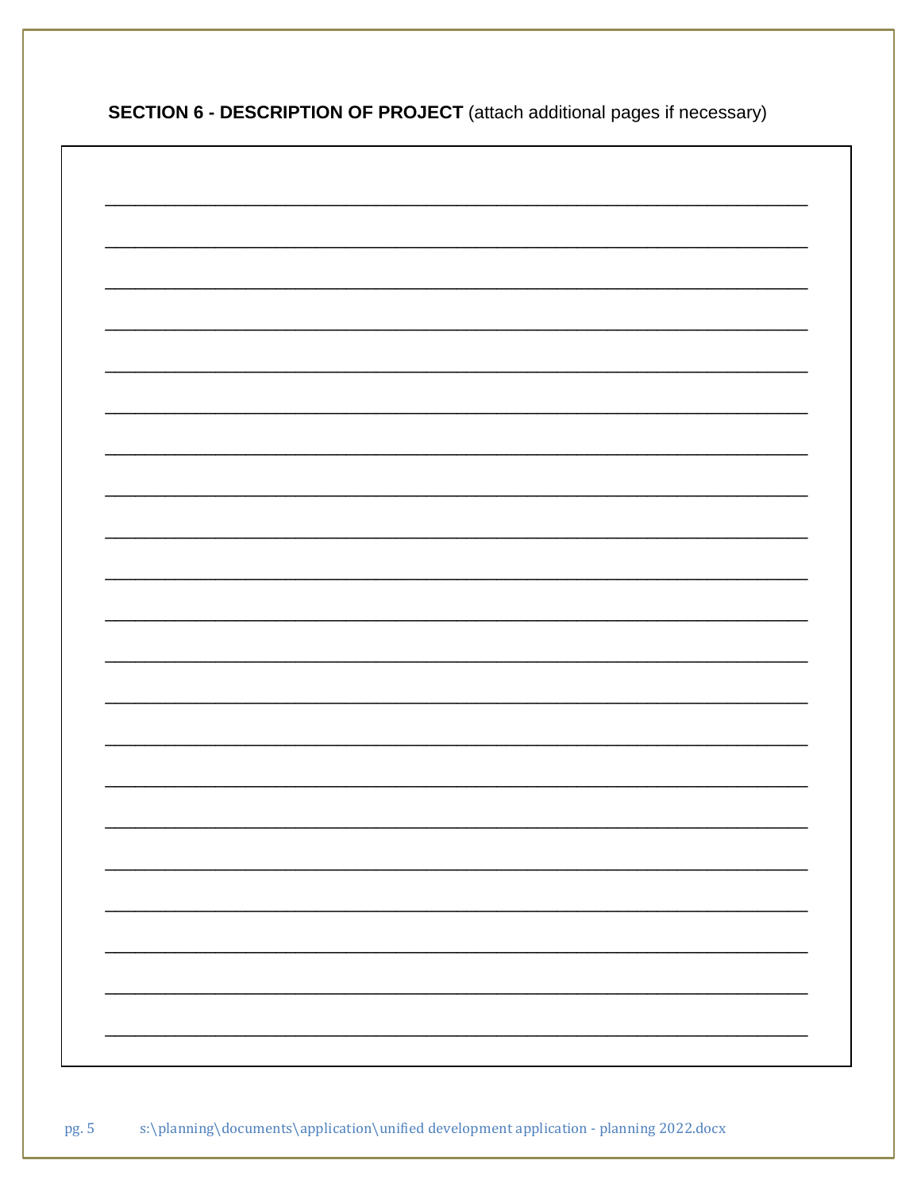**SECTION 6 - DESCRIPTION OF PROJECT** (attach additional pages if necessary)

______________________________________________________________________________

______________________________________________________________________________

______________________________________________________________________________

______________________________________________________________________________

______________________________________________________________________________

______________________________________________________________________________

______________________________________________________________________________

______________________________________________________________________________

______________________________________________________________________________

______________________________________________________________________________

______________________________________________________________________________

______________________________________________________________________________

______________________________________________________________________________

______________________________________________________________________________

______________________________________________________________________________

______________________________________________________________________________

______________________________________________________________________________

______________________________________________________________________________

______________________________________________________________________________

______________________________________________________________________________

______________________________________________________________________________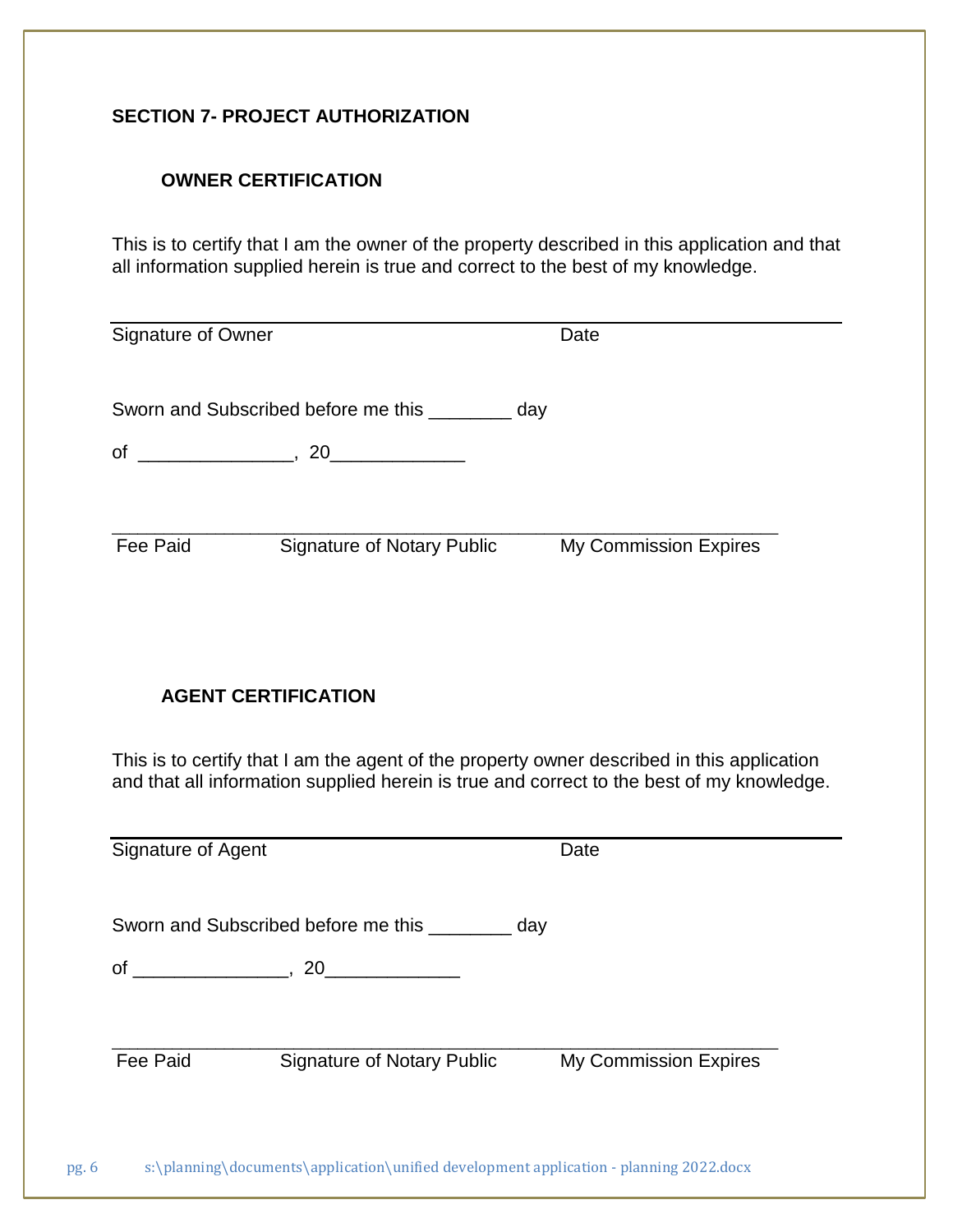## SECTION 7- PROJECT AUTHORIZATION

### OWNER CERTIFICATION

This is to certify that I am the owner of the property described in this application and that all information supplied herein is true and correct to the best of my knowledge.

_______________________________________________________________

Signature of Owner Date

Sworn and Subscribed before me this ________ day

of _______________, 20_____________

_______________________________________________________________

Fee Paid Signature of Notary Public My Commission Expires

### AGENT CERTIFICATION

This is to certify that I am the agent of the property owner described in this application and that all information supplied herein is true and correct to the best of my knowledge.

_______________________________________________________________

Signature of Agent Date

Sworn and Subscribed before me this ________ day

of _______________, 20_____________

_______________________________________________________________

Fee Paid Signature of Notary Public My Commission Expires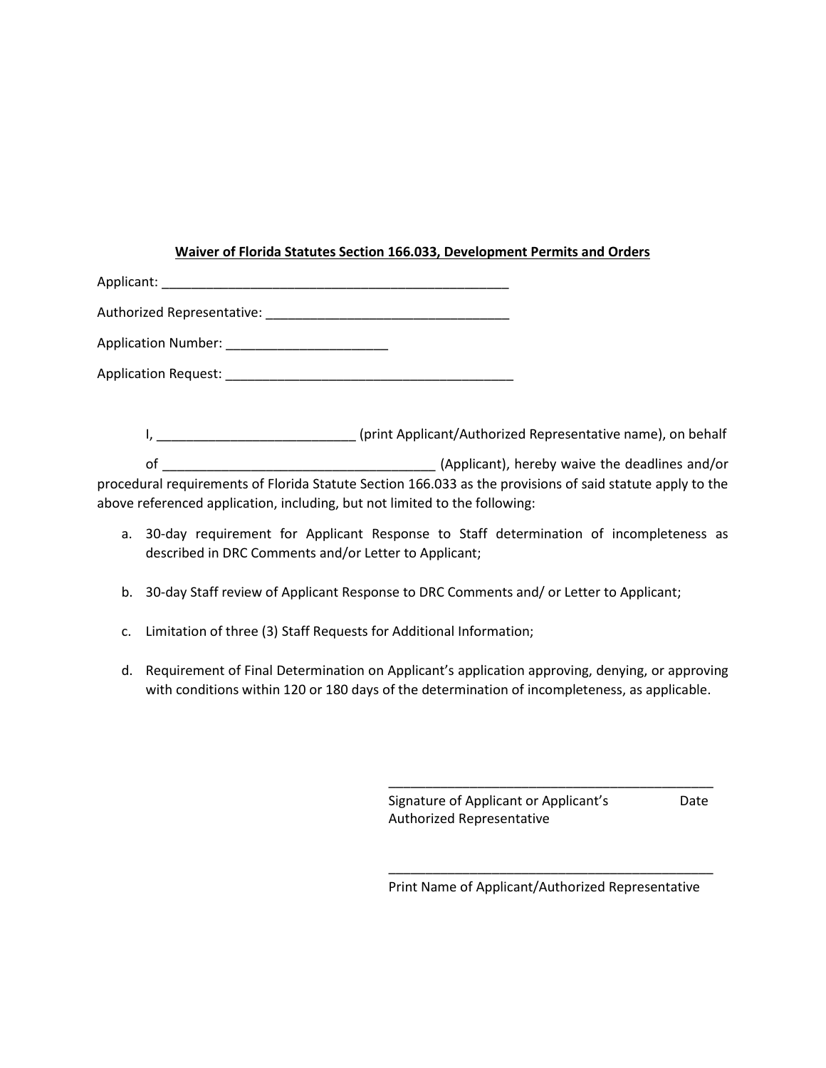**Waiver of Florida Statutes Section 166.033, Development Permits and Orders**

Applicant: _______________________________________________

Authorized Representative: _________________________________

Application Number: _____________________

Application Request: _______________________________________

I, ___________________________ (print Applicant/Authorized Representative name), on behalf of ______________________________________ (Applicant), hereby waive the deadlines and/or procedural requirements of Florida Statute Section 166.033 as the provisions of said statute apply to the above referenced application, including, but not limited to the following:

a. 30-day requirement for Applicant Response to Staff determination of incompleteness as described in DRC Comments and/or Letter to Applicant;

b. 30-day Staff review of Applicant Response to DRC Comments and/ or Letter to Applicant;

c. Limitation of three (3) Staff Requests for Additional Information;

d. Requirement of Final Determination on Applicant's application approving, denying, or approving with conditions within 120 or 180 days of the determination of incompleteness, as applicable.

_____________________________________________

Signature of Applicant or Applicant's Authorized Representative Date

_____________________________________________

Print Name of Applicant/Authorized Representative